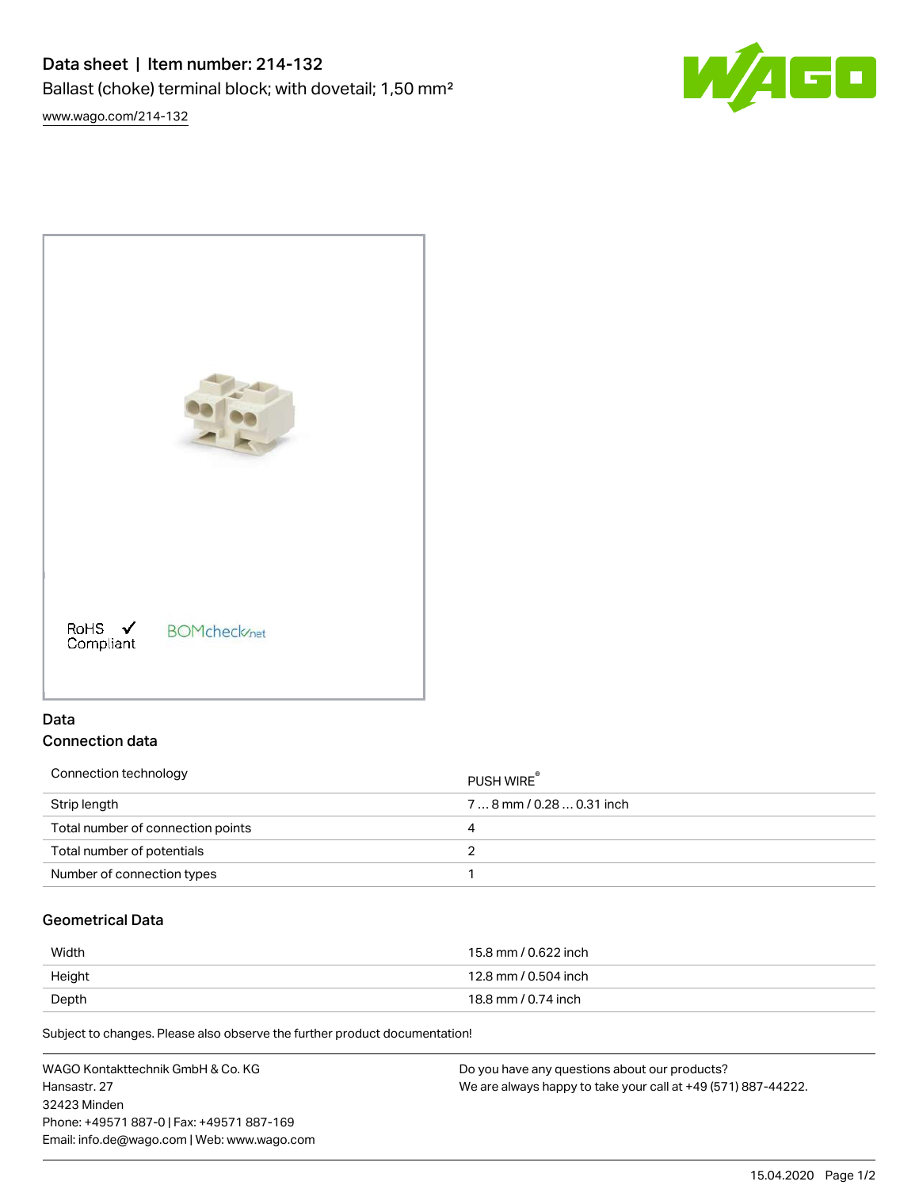# Data sheet | Item number: 214-132

Ballast (choke) terminal block; with dovetail; 1,50 mm²

www.wago.com/214-132

RoHS ✓ Compliant

BOMcheck.net

## Data

### Connection data

| Connection technology | PUSH WIRE® |
|---|---|
| Strip length | 7 … 8 mm / 0.28 … 0.31 inch |
| Total number of connection points | 4 |
| Total number of potentials | 2 |
| Number of connection types | 1 |

### Geometrical Data

| Width | 15.8 mm / 0.622 inch |
|---|---|
| Height | 12.8 mm / 0.504 inch |
| Depth | 18.8 mm / 0.74 inch |

Subject to changes. Please also observe the further product documentation!

WAGO Kontakttechnik GmbH & Co. KG
Hansastr. 27
32423 Minden
Phone: +49571 887-0 | Fax: +49571 887-169
Email: info.de@wago.com | Web: www.wago.com

Do you have any questions about our products?
We are always happy to take your call at +49 (571) 887-44222.

15.04.2020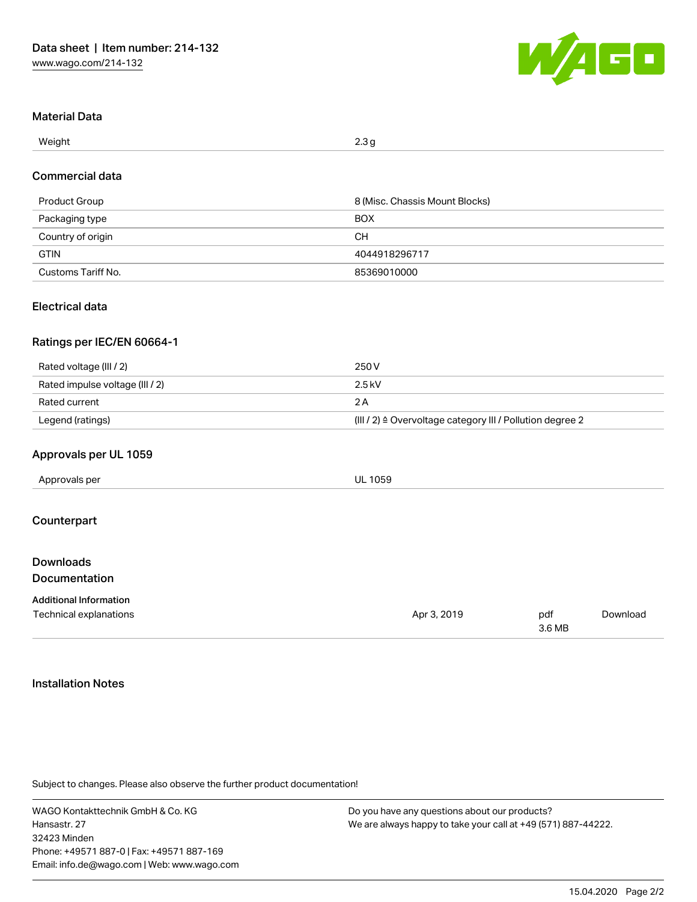## Material Data

| | |
|---|---|
| Weight | 2.3 g |

## Commercial data

| | |
|---|---|
| Product Group | 8 (Misc. Chassis Mount Blocks) |
| Packaging type | BOX |
| Country of origin | CH |
| GTIN | 4044918296717 |
| Customs Tariff No. | 85369010000 |

## Electrical data

### Ratings per IEC/EN 60664-1

| | |
|---|---|
| Rated voltage (III / 2) | 250 V |
| Rated impulse voltage (III / 2) | 2.5 kV |
| Rated current | 2 A |
| Legend (ratings) | (III / 2) ≙ Overvoltage category III / Pollution degree 2 |

### Approvals per UL 1059

| | |
|---|---|
| Approvals per | UL 1059 |

## Counterpart

## Downloads

## Documentation

**Additional Information**

| | | | |
|---|---|---|---|
| Technical explanations | Apr 3, 2019 | pdf 3.6 MB | Download |

## Installation Notes

Subject to changes. Please also observe the further product documentation!

WAGO Kontakttechnik GmbH & Co. KG
Hansastr. 27
32423 Minden
Phone: +49571 887-0 | Fax: +49571 887-169
Email: info.de@wago.com | Web: www.wago.com

Do you have any questions about our products?
We are always happy to take your call at +49 (571) 887-44222.